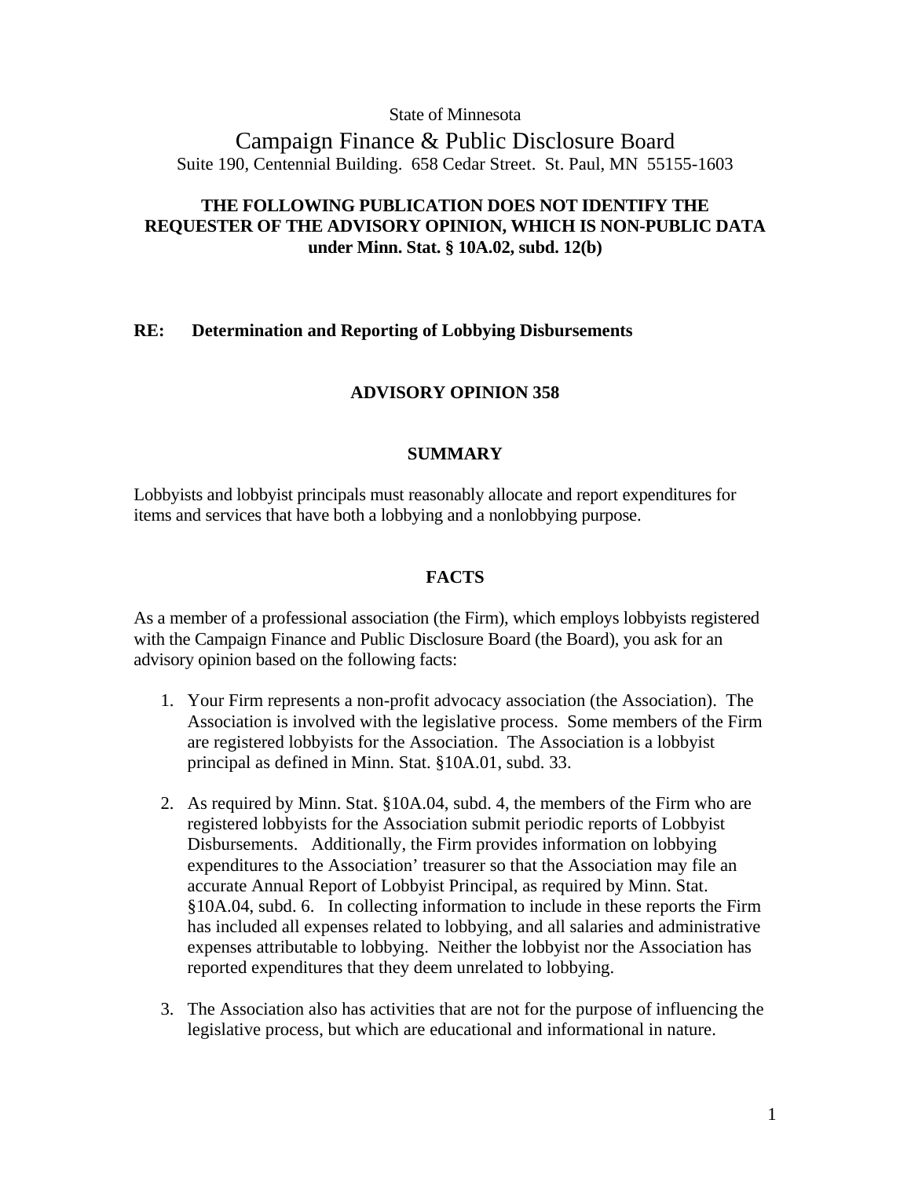State of Minnesota

# Campaign Finance & Public Disclosure Board

Suite 190, Centennial Building. 658 Cedar Street. St. Paul, MN 55155-1603

**THE FOLLOWING PUBLICATION DOES NOT IDENTIFY THE REQUESTER OF THE ADVISORY OPINION, WHICH IS NON-PUBLIC DATA under Minn. Stat. § 10A.02, subd. 12(b)**

**RE: Determination and Reporting of Lobbying Disbursements**

## ADVISORY OPINION 358

### SUMMARY

Lobbyists and lobbyist principals must reasonably allocate and report expenditures for items and services that have both a lobbying and a nonlobbying purpose.

### FACTS

As a member of a professional association (the Firm), which employs lobbyists registered with the Campaign Finance and Public Disclosure Board (the Board), you ask for an advisory opinion based on the following facts:

1. Your Firm represents a non-profit advocacy association (the Association). The Association is involved with the legislative process. Some members of the Firm are registered lobbyists for the Association. The Association is a lobbyist principal as defined in Minn. Stat. §10A.01, subd. 33.

2. As required by Minn. Stat. §10A.04, subd. 4, the members of the Firm who are registered lobbyists for the Association submit periodic reports of Lobbyist Disbursements. Additionally, the Firm provides information on lobbying expenditures to the Association' treasurer so that the Association may file an accurate Annual Report of Lobbyist Principal, as required by Minn. Stat. §10A.04, subd. 6. In collecting information to include in these reports the Firm has included all expenses related to lobbying, and all salaries and administrative expenses attributable to lobbying. Neither the lobbyist nor the Association has reported expenditures that they deem unrelated to lobbying.

3. The Association also has activities that are not for the purpose of influencing the legislative process, but which are educational and informational in nature.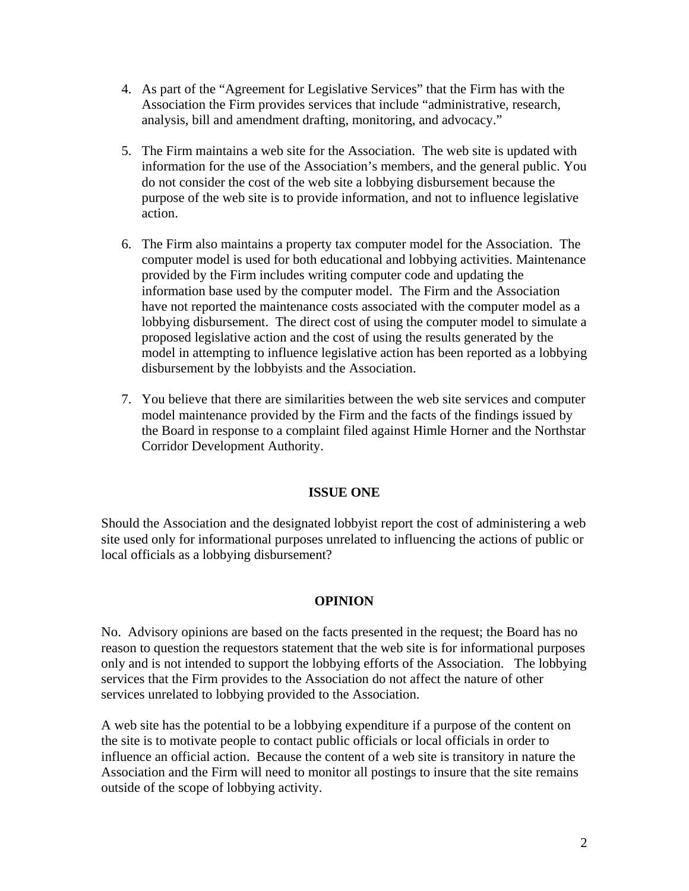4. As part of the "Agreement for Legislative Services" that the Firm has with the Association the Firm provides services that include "administrative, research, analysis, bill and amendment drafting, monitoring, and advocacy."

5. The Firm maintains a web site for the Association. The web site is updated with information for the use of the Association's members, and the general public. You do not consider the cost of the web site a lobbying disbursement because the purpose of the web site is to provide information, and not to influence legislative action.

6. The Firm also maintains a property tax computer model for the Association. The computer model is used for both educational and lobbying activities. Maintenance provided by the Firm includes writing computer code and updating the information base used by the computer model. The Firm and the Association have not reported the maintenance costs associated with the computer model as a lobbying disbursement. The direct cost of using the computer model to simulate a proposed legislative action and the cost of using the results generated by the model in attempting to influence legislative action has been reported as a lobbying disbursement by the lobbyists and the Association.

7. You believe that there are similarities between the web site services and computer model maintenance provided by the Firm and the facts of the findings issued by the Board in response to a complaint filed against Himle Horner and the Northstar Corridor Development Authority.

## ISSUE ONE

Should the Association and the designated lobbyist report the cost of administering a web site used only for informational purposes unrelated to influencing the actions of public or local officials as a lobbying disbursement?

## OPINION

No. Advisory opinions are based on the facts presented in the request; the Board has no reason to question the requestors statement that the web site is for informational purposes only and is not intended to support the lobbying efforts of the Association. The lobbying services that the Firm provides to the Association do not affect the nature of other services unrelated to lobbying provided to the Association.

A web site has the potential to be a lobbying expenditure if a purpose of the content on the site is to motivate people to contact public officials or local officials in order to influence an official action. Because the content of a web site is transitory in nature the Association and the Firm will need to monitor all postings to insure that the site remains outside of the scope of lobbying activity.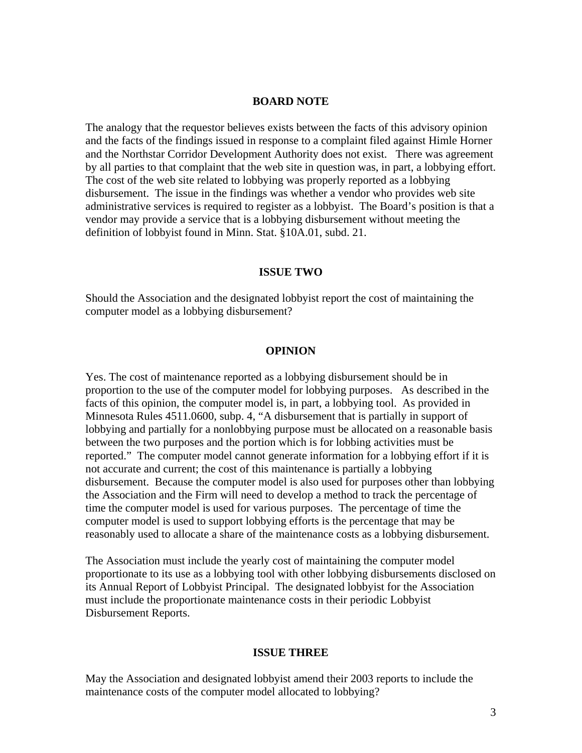## BOARD NOTE

The analogy that the requestor believes exists between the facts of this advisory opinion and the facts of the findings issued in response to a complaint filed against Himle Horner and the Northstar Corridor Development Authority does not exist. There was agreement by all parties to that complaint that the web site in question was, in part, a lobbying effort. The cost of the web site related to lobbying was properly reported as a lobbying disbursement. The issue in the findings was whether a vendor who provides web site administrative services is required to register as a lobbyist. The Board's position is that a vendor may provide a service that is a lobbying disbursement without meeting the definition of lobbyist found in Minn. Stat. §10A.01, subd. 21.

## ISSUE TWO

Should the Association and the designated lobbyist report the cost of maintaining the computer model as a lobbying disbursement?

## OPINION

Yes. The cost of maintenance reported as a lobbying disbursement should be in proportion to the use of the computer model for lobbying purposes. As described in the facts of this opinion, the computer model is, in part, a lobbying tool. As provided in Minnesota Rules 4511.0600, subp. 4, "A disbursement that is partially in support of lobbying and partially for a nonlobbying purpose must be allocated on a reasonable basis between the two purposes and the portion which is for lobbing activities must be reported." The computer model cannot generate information for a lobbying effort if it is not accurate and current; the cost of this maintenance is partially a lobbying disbursement. Because the computer model is also used for purposes other than lobbying the Association and the Firm will need to develop a method to track the percentage of time the computer model is used for various purposes. The percentage of time the computer model is used to support lobbying efforts is the percentage that may be reasonably used to allocate a share of the maintenance costs as a lobbying disbursement.

The Association must include the yearly cost of maintaining the computer model proportionate to its use as a lobbying tool with other lobbying disbursements disclosed on its Annual Report of Lobbyist Principal. The designated lobbyist for the Association must include the proportionate maintenance costs in their periodic Lobbyist Disbursement Reports.

## ISSUE THREE

May the Association and designated lobbyist amend their 2003 reports to include the maintenance costs of the computer model allocated to lobbying?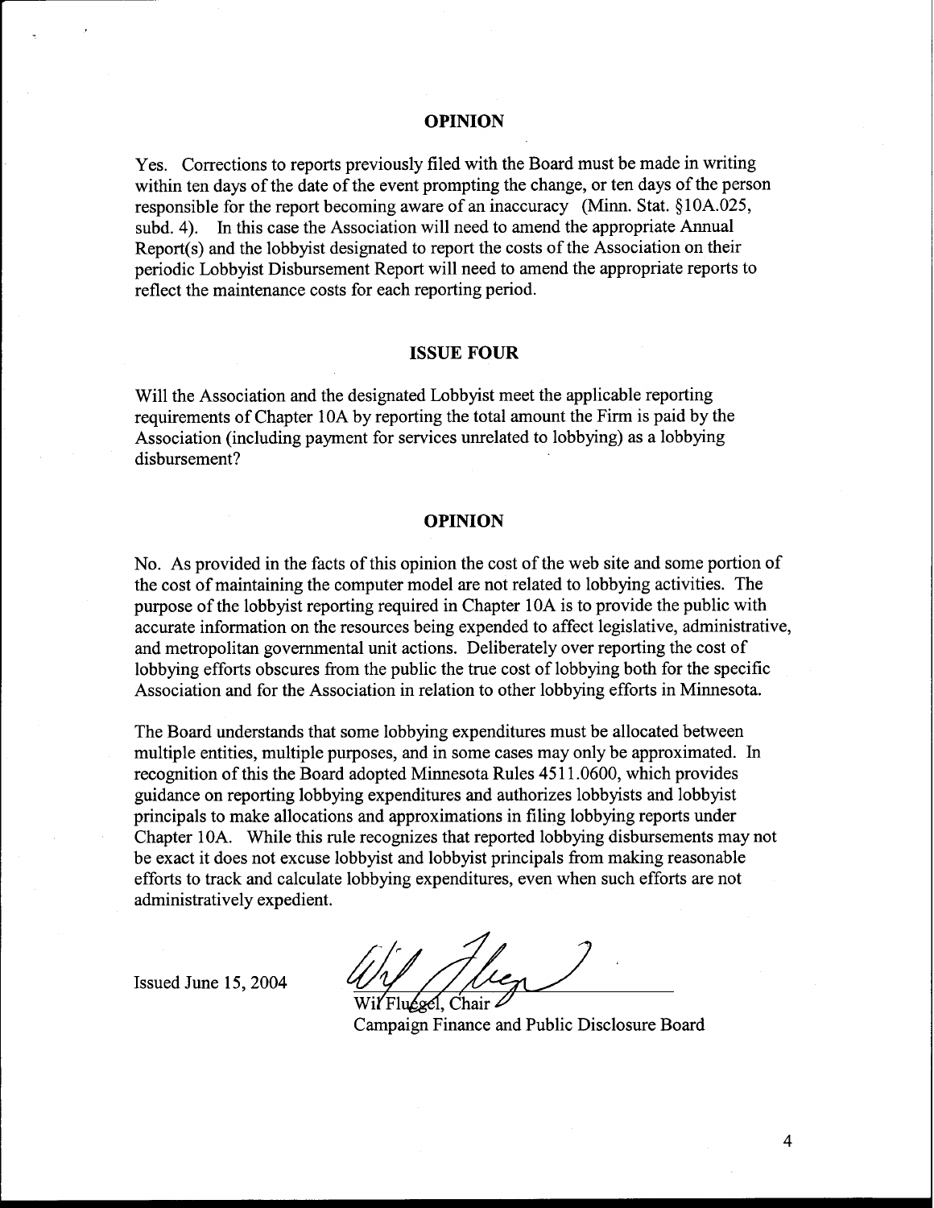## OPINION

Yes. Corrections to reports previously filed with the Board must be made in writing within ten days of the date of the event prompting the change, or ten days of the person responsible for the report becoming aware of an inaccuracy (Minn. Stat. §10A.025, subd. 4). In this case the Association will need to amend the appropriate Annual Report(s) and the lobbyist designated to report the costs of the Association on their periodic Lobbyist Disbursement Report will need to amend the appropriate reports to reflect the maintenance costs for each reporting period.

## ISSUE FOUR

Will the Association and the designated Lobbyist meet the applicable reporting requirements of Chapter 10A by reporting the total amount the Firm is paid by the Association (including payment for services unrelated to lobbying) as a lobbying disbursement?

## OPINION

No. As provided in the facts of this opinion the cost of the web site and some portion of the cost of maintaining the computer model are not related to lobbying activities. The purpose of the lobbyist reporting required in Chapter 10A is to provide the public with accurate information on the resources being expended to affect legislative, administrative, and metropolitan governmental unit actions. Deliberately over reporting the cost of lobbying efforts obscures from the public the true cost of lobbying both for the specific Association and for the Association in relation to other lobbying efforts in Minnesota.

The Board understands that some lobbying expenditures must be allocated between multiple entities, multiple purposes, and in some cases may only be approximated. In recognition of this the Board adopted Minnesota Rules 4511.0600, which provides guidance on reporting lobbying expenditures and authorizes lobbyists and lobbyist principals to make allocations and approximations in filing lobbying reports under Chapter 10A. While this rule recognizes that reported lobbying disbursements may not be exact it does not excuse lobbyist and lobbyist principals from making reasonable efforts to track and calculate lobbying expenditures, even when such efforts are not administratively expedient.

Issued June 15, 2004

Wil Fluegel, Chair
Campaign Finance and Public Disclosure Board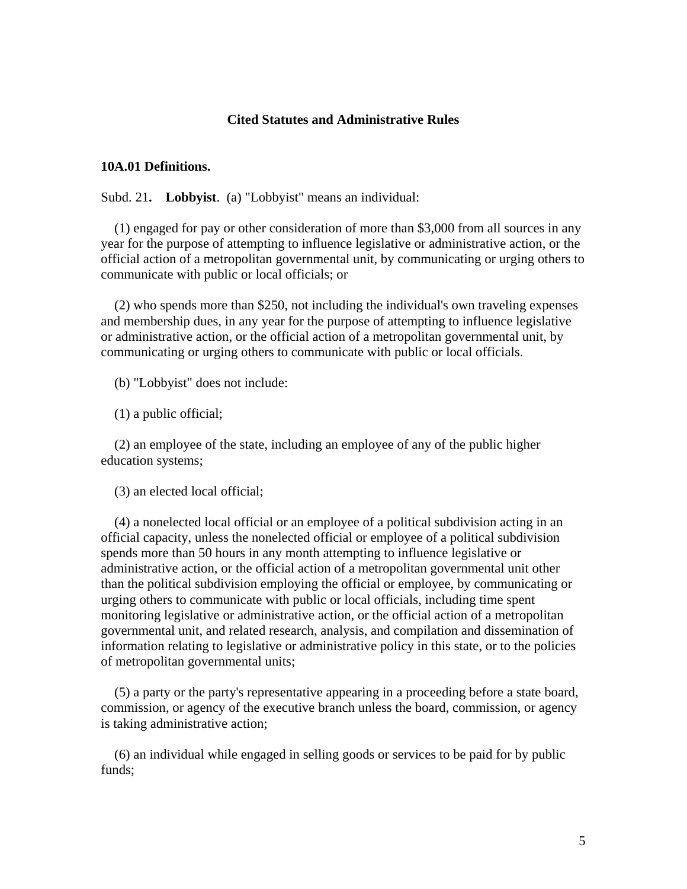## Cited Statutes and Administrative Rules

### 10A.01 Definitions.

Subd. 21. **Lobbyist**. (a) "Lobbyist" means an individual:

(1) engaged for pay or other consideration of more than $3,000 from all sources in any year for the purpose of attempting to influence legislative or administrative action, or the official action of a metropolitan governmental unit, by communicating or urging others to communicate with public or local officials; or

(2) who spends more than $250, not including the individual's own traveling expenses and membership dues, in any year for the purpose of attempting to influence legislative or administrative action, or the official action of a metropolitan governmental unit, by communicating or urging others to communicate with public or local officials.

(b) "Lobbyist" does not include:

(1) a public official;

(2) an employee of the state, including an employee of any of the public higher education systems;

(3) an elected local official;

(4) a nonelected local official or an employee of a political subdivision acting in an official capacity, unless the nonelected official or employee of a political subdivision spends more than 50 hours in any month attempting to influence legislative or administrative action, or the official action of a metropolitan governmental unit other than the political subdivision employing the official or employee, by communicating or urging others to communicate with public or local officials, including time spent monitoring legislative or administrative action, or the official action of a metropolitan governmental unit, and related research, analysis, and compilation and dissemination of information relating to legislative or administrative policy in this state, or to the policies of metropolitan governmental units;

(5) a party or the party's representative appearing in a proceeding before a state board, commission, or agency of the executive branch unless the board, commission, or agency is taking administrative action;

(6) an individual while engaged in selling goods or services to be paid for by public funds;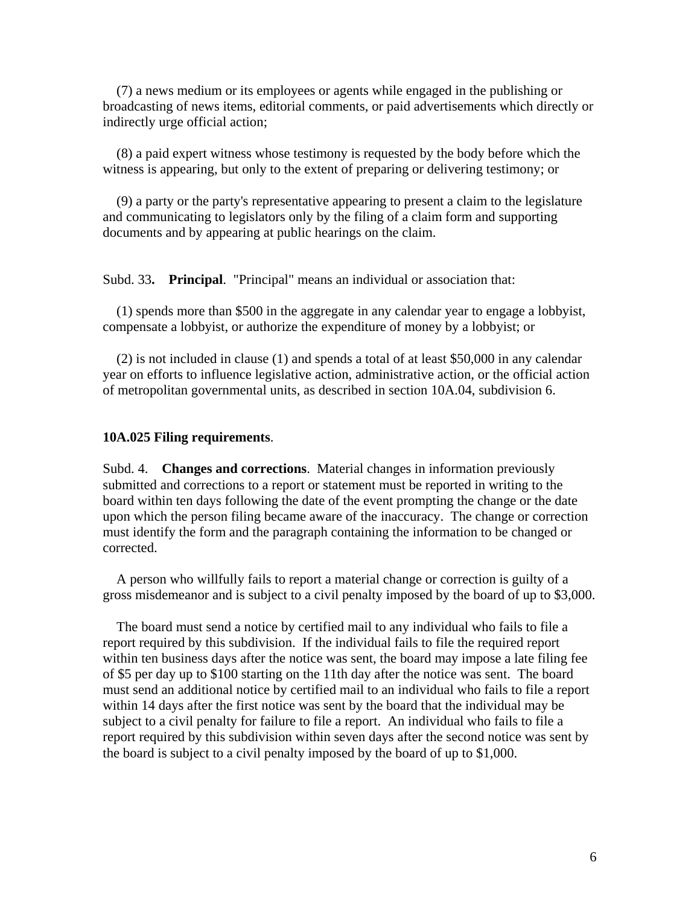(7) a news medium or its employees or agents while engaged in the publishing or broadcasting of news items, editorial comments, or paid advertisements which directly or indirectly urge official action;

(8) a paid expert witness whose testimony is requested by the body before which the witness is appearing, but only to the extent of preparing or delivering testimony; or

(9) a party or the party's representative appearing to present a claim to the legislature and communicating to legislators only by the filing of a claim form and supporting documents and by appearing at public hearings on the claim.

Subd. 33**.** **Principal**. "Principal" means an individual or association that:

(1) spends more than $500 in the aggregate in any calendar year to engage a lobbyist, compensate a lobbyist, or authorize the expenditure of money by a lobbyist; or

(2) is not included in clause (1) and spends a total of at least $50,000 in any calendar year on efforts to influence legislative action, administrative action, or the official action of metropolitan governmental units, as described in section 10A.04, subdivision 6.

**10A.025 Filing requirements**.

Subd. 4. **Changes and corrections**. Material changes in information previously submitted and corrections to a report or statement must be reported in writing to the board within ten days following the date of the event prompting the change or the date upon which the person filing became aware of the inaccuracy. The change or correction must identify the form and the paragraph containing the information to be changed or corrected.

A person who willfully fails to report a material change or correction is guilty of a gross misdemeanor and is subject to a civil penalty imposed by the board of up to $3,000.

The board must send a notice by certified mail to any individual who fails to file a report required by this subdivision. If the individual fails to file the required report within ten business days after the notice was sent, the board may impose a late filing fee of $5 per day up to $100 starting on the 11th day after the notice was sent. The board must send an additional notice by certified mail to an individual who fails to file a report within 14 days after the first notice was sent by the board that the individual may be subject to a civil penalty for failure to file a report. An individual who fails to file a report required by this subdivision within seven days after the second notice was sent by the board is subject to a civil penalty imposed by the board of up to $1,000.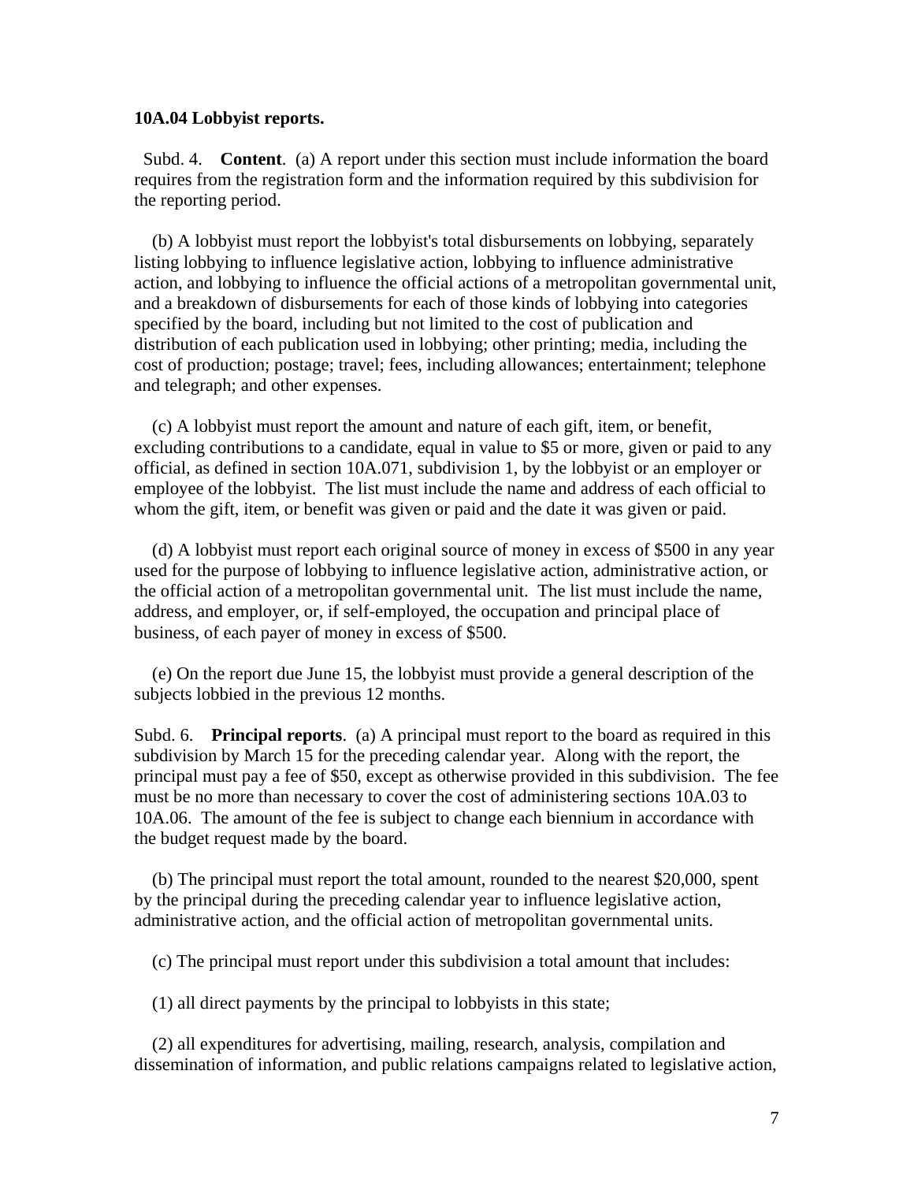**10A.04 Lobbyist reports.**

Subd. 4. **Content**. (a) A report under this section must include information the board requires from the registration form and the information required by this subdivision for the reporting period.

(b) A lobbyist must report the lobbyist's total disbursements on lobbying, separately listing lobbying to influence legislative action, lobbying to influence administrative action, and lobbying to influence the official actions of a metropolitan governmental unit, and a breakdown of disbursements for each of those kinds of lobbying into categories specified by the board, including but not limited to the cost of publication and distribution of each publication used in lobbying; other printing; media, including the cost of production; postage; travel; fees, including allowances; entertainment; telephone and telegraph; and other expenses.

(c) A lobbyist must report the amount and nature of each gift, item, or benefit, excluding contributions to a candidate, equal in value to $5 or more, given or paid to any official, as defined in section 10A.071, subdivision 1, by the lobbyist or an employer or employee of the lobbyist. The list must include the name and address of each official to whom the gift, item, or benefit was given or paid and the date it was given or paid.

(d) A lobbyist must report each original source of money in excess of $500 in any year used for the purpose of lobbying to influence legislative action, administrative action, or the official action of a metropolitan governmental unit. The list must include the name, address, and employer, or, if self-employed, the occupation and principal place of business, of each payer of money in excess of $500.

(e) On the report due June 15, the lobbyist must provide a general description of the subjects lobbied in the previous 12 months.

Subd. 6. **Principal reports**. (a) A principal must report to the board as required in this subdivision by March 15 for the preceding calendar year. Along with the report, the principal must pay a fee of $50, except as otherwise provided in this subdivision. The fee must be no more than necessary to cover the cost of administering sections 10A.03 to 10A.06. The amount of the fee is subject to change each biennium in accordance with the budget request made by the board.

(b) The principal must report the total amount, rounded to the nearest $20,000, spent by the principal during the preceding calendar year to influence legislative action, administrative action, and the official action of metropolitan governmental units.

(c) The principal must report under this subdivision a total amount that includes:

(1) all direct payments by the principal to lobbyists in this state;

(2) all expenditures for advertising, mailing, research, analysis, compilation and dissemination of information, and public relations campaigns related to legislative action,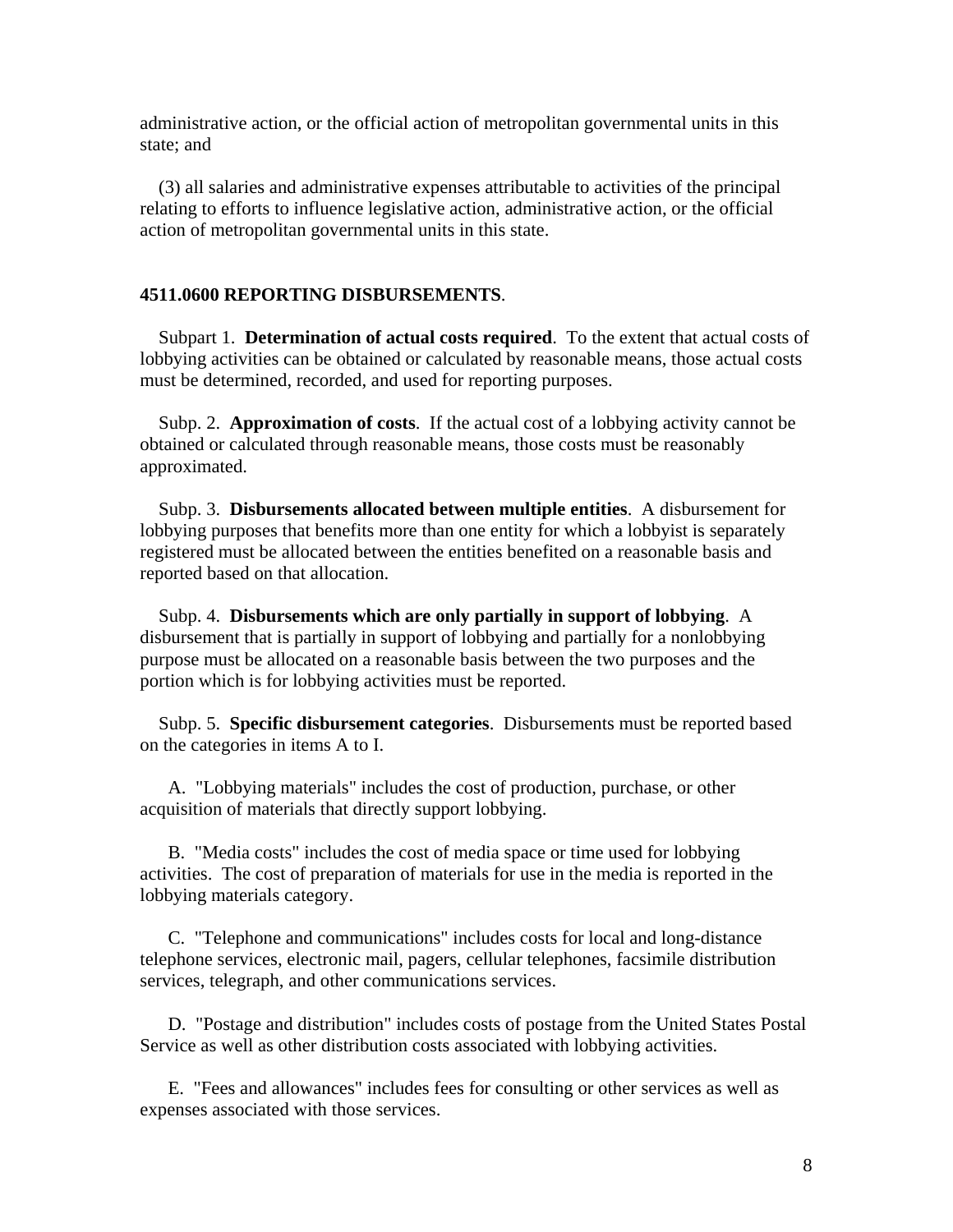administrative action, or the official action of metropolitan governmental units in this state; and

(3) all salaries and administrative expenses attributable to activities of the principal relating to efforts to influence legislative action, administrative action, or the official action of metropolitan governmental units in this state.

**4511.0600 REPORTING DISBURSEMENTS**.

Subpart 1. **Determination of actual costs required**. To the extent that actual costs of lobbying activities can be obtained or calculated by reasonable means, those actual costs must be determined, recorded, and used for reporting purposes.

Subp. 2. **Approximation of costs**. If the actual cost of a lobbying activity cannot be obtained or calculated through reasonable means, those costs must be reasonably approximated.

Subp. 3. **Disbursements allocated between multiple entities**. A disbursement for lobbying purposes that benefits more than one entity for which a lobbyist is separately registered must be allocated between the entities benefited on a reasonable basis and reported based on that allocation.

Subp. 4. **Disbursements which are only partially in support of lobbying**. A disbursement that is partially in support of lobbying and partially for a nonlobbying purpose must be allocated on a reasonable basis between the two purposes and the portion which is for lobbying activities must be reported.

Subp. 5. **Specific disbursement categories**. Disbursements must be reported based on the categories in items A to I.

A. "Lobbying materials" includes the cost of production, purchase, or other acquisition of materials that directly support lobbying.

B. "Media costs" includes the cost of media space or time used for lobbying activities. The cost of preparation of materials for use in the media is reported in the lobbying materials category.

C. "Telephone and communications" includes costs for local and long-distance telephone services, electronic mail, pagers, cellular telephones, facsimile distribution services, telegraph, and other communications services.

D. "Postage and distribution" includes costs of postage from the United States Postal Service as well as other distribution costs associated with lobbying activities.

E. "Fees and allowances" includes fees for consulting or other services as well as expenses associated with those services.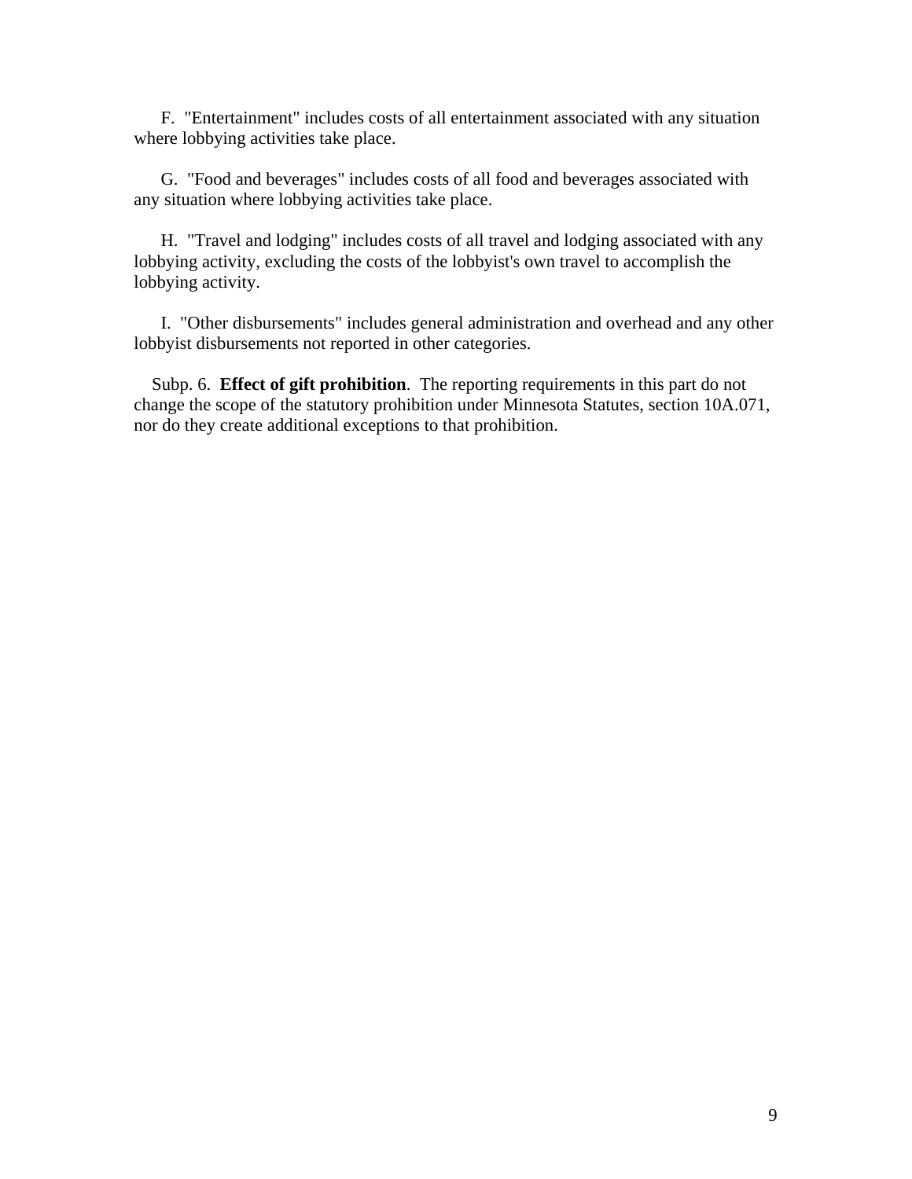F. "Entertainment" includes costs of all entertainment associated with any situation where lobbying activities take place.

G. "Food and beverages" includes costs of all food and beverages associated with any situation where lobbying activities take place.

H. "Travel and lodging" includes costs of all travel and lodging associated with any lobbying activity, excluding the costs of the lobbyist's own travel to accomplish the lobbying activity.

I. "Other disbursements" includes general administration and overhead and any other lobbyist disbursements not reported in other categories.

Subp. 6. **Effect of gift prohibition**. The reporting requirements in this part do not change the scope of the statutory prohibition under Minnesota Statutes, section 10A.071, nor do they create additional exceptions to that prohibition.